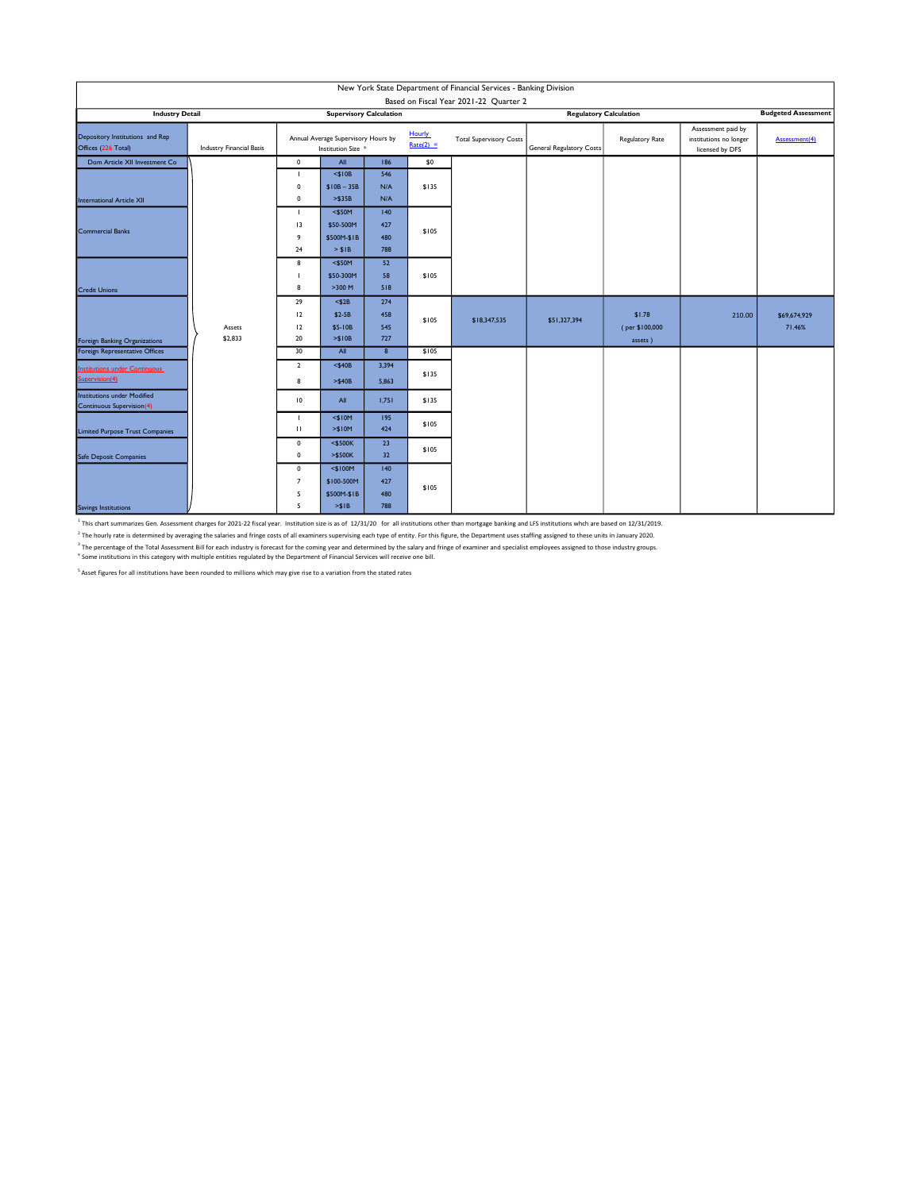# New York State Department of Financial Services - Banking Division

Based on Fiscal Year 2021-22 Quarter 2

| Industry Detail | | Supervisory Calculation | | | | | Regulatory Calculation | | | Budgeted Assessment |
|---|---|---|---|---|---|---|---|---|---|---|
| Depository Institutions and Rep Offices (226 Total) | Industry Financial Basis | Annual Average Supervisory Hours by Institution Size * | | | Hourly Rate(2) = | Total Supervisory Costs | General Regulatory Costs | Regulatory Rate | Assessment paid by institutions no longer licensed by DFS | Assessment(4) |
| Dom Article XII Investment Co | Assets $2,833 | 0 | All | 186 | $0 | $18,347,535 | $51,327,394 | $1.78 (per $100,000 assets) | 210.00 | $69,674,929 71.46% |
| International Article XII | | 1 | <$10B | 546 | $135 | | | | | |
| | | 0 | $10B – 35B | N/A | | | | | | |
| | | 0 | >$35B | N/A | | | | | | |
| Commercial Banks | | 1 | <$50M | 140 | $105 | | | | | |
| | | 13 | $50-500M | 427 | | | | | | |
| | | 9 | $500M-$1B | 480 | | | | | | |
| | | 24 | > $1B | 788 | | | | | | |
| Credit Unions | | 8 | <$50M | 52 | $105 | | | | | |
| | | 1 | $50-300M | 58 | | | | | | |
| | | 8 | >300 M | 518 | | | | | | |
| Foreign Banking Organizations | | 29 | <$2B | 274 | $105 | | | | | |
| | | 12 | $2-5B | 458 | | | | | | |
| | | 12 | $5-10B | 545 | | | | | | |
| | | 20 | >$10B | 727 | | | | | | |
| Foreign Representative Offices | | 30 | All | 8 | $105 | | | | | |
| Institutions under Continuous Supervision(4) | | 2 | <$40B | 3,394 | $135 | | | | | |
| | | 8 | >$40B | 5,863 | | | | | | |
| Institutions under Modified Continuous Supervision(4) | | 10 | All | 1,751 | $135 | | | | | |
| Limited Purpose Trust Companies | | 1 | <$10M | 195 | $105 | | | | | |
| | | 11 | >$10M | 424 | | | | | | |
| Safe Deposit Companies | | 0 | <$500K | 23 | $105 | | | | | |
| | | 0 | >$500K | 32 | | | | | | |
| Savings Institutions | | 0 | <$100M | 140 | $105 | | | | | |
| | | 7 | $100-500M | 427 | | | | | | |
| | | 5 | $500M-$1B | 480 | | | | | | |
| | | 5 | >$1B | 788 | | | | | | |

[1] This chart summarizes Gen. Assessment charges for 2021-22 fiscal year. Institution size is as of 12/31/20 for all institutions other than mortgage banking and LFS institutions whch are based on 12/31/2019.

[2] The hourly rate is determined by averaging the salaries and fringe costs of all examiners supervising each type of entity. For this figure, the Department uses staffing assigned to these units in January 2020.

[3] The percentage of the Total Assessment Bill for each industry is forecast for the coming year and determined by the salary and fringe of examiner and specialist employees assigned to those industry groups.

[4] Some institutions in this category with multiple entities regulated by the Department of Financial Services will receive one bill.

[5] Asset figures for all institutions have been rounded to millions which may give rise to a variation from the stated rates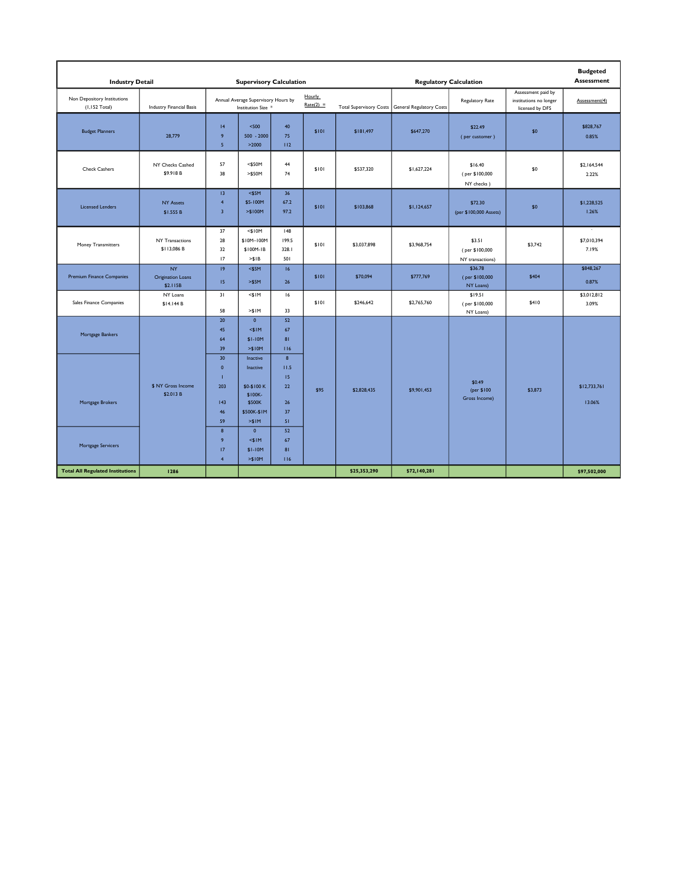| Industry Detail | | Supervisory Calculation | | | | | Regulatory Calculation | | | Budgeted Assessment |
|---|---|---|---|---|---|---|---|---|---|---|
| Non Depository Institutions (1,152 Total) | Industry Financial Basis | Annual Average Supervisory Hours by Institution Size * | | | Hourly Rate(2) = | Total Supervisory Costs | General Regulatory Costs | Regulatory Rate | Assessment paid by institutions no longer licensed by DFS | Assessment(4) |
| Budget Planners | 28,779 | 14<br>9<br>5 | <500<br>500 - 2000<br>>2000 | 40<br>75<br>112 | $101 | $181,497 | $647,270 | $22.49<br>( per customer ) | $0 | $828,767<br>0.85% |
| Check Cashers | NY Checks Cashed<br>$9.918 B | 57<br>38 | <$50M<br>>$50M | 44<br>74 | $101 | $537,320 | $1,627,224 | $16.40<br>( per $100,000<br>NY checks ) | $0 | $2,164,544<br>2.22% |
| Licensed Lenders | NY Assets<br>$1.555 B | 13<br>4<br>3 | <$5M<br>$5-100M<br>>$100M | 36<br>67.2<br>97.2 | $101 | $103,868 | $1,124,657 | $72.30<br>(per $100,000 Assets) | $0 | $1,228,525<br>1.26% |
| Money Transmitters | NY Transactions<br>$113,086 B | 37<br>28<br>32<br>17 | <$10M<br>$10M–100M<br>$100M-1B<br>>$1B | 148<br>199.5<br>328.1<br>501 | $101 | $3,037,898 | $3,968,754 | $3.51<br>( per $100,000<br>NY transactions) | $3,742 | $7,010,394<br>7.19% |
| Premium Finance Companies | NY<br>Origination Loans<br>$2.115B | 19<br>15 | <$5M<br>>$5M | 16<br>26 | $101 | $70,094 | $777,769 | $36.78<br>( per $100,000<br>NY Loans) | $404 | $848,267<br>0.87% |
| Sales Finance Companies | NY Loans<br>$14.144 B | 31<br>58 | <$1M<br>>$1M | 16<br>33 | $101 | $246,642 | $2,765,760 | $19.51<br>( per $100,000<br>NY Loans) | $410 | $3,012,812<br>3.09% |
| Mortgage Bankers | $ NY Gross Income<br>$2.013 B | 20<br>45<br>64<br>39 | 0<br><$1M<br>$1-10M<br>>$10M | 52<br>67<br>81<br>116 | $95 | $2,828,435 | $9,901,453 | $0.49<br>(per $100<br>Gross Income) | $3,873 | $12,733,761<br>13.06% |
| Mortgage Brokers | | 30<br>0<br>1<br>203<br>143<br>46<br>59 | Inactive<br>Inactive<br><br>$0-$100 K<br>$100K-$500K<br>$500K-$1M<br>>$1M | 8<br>11.5<br>15<br>22<br>26<br>37<br>51 | | | | | | |
| Mortgage Servicers | | 8<br>9<br>17<br>4 | 0<br><$1M<br>$1-10M<br>>$10M | 52<br>67<br>81<br>116 | | | | | | |
| **Total All Regulated Institutions** | **1286** | | | | | **$25,353,290** | **$72,140,281** | | | **$97,502,000** |